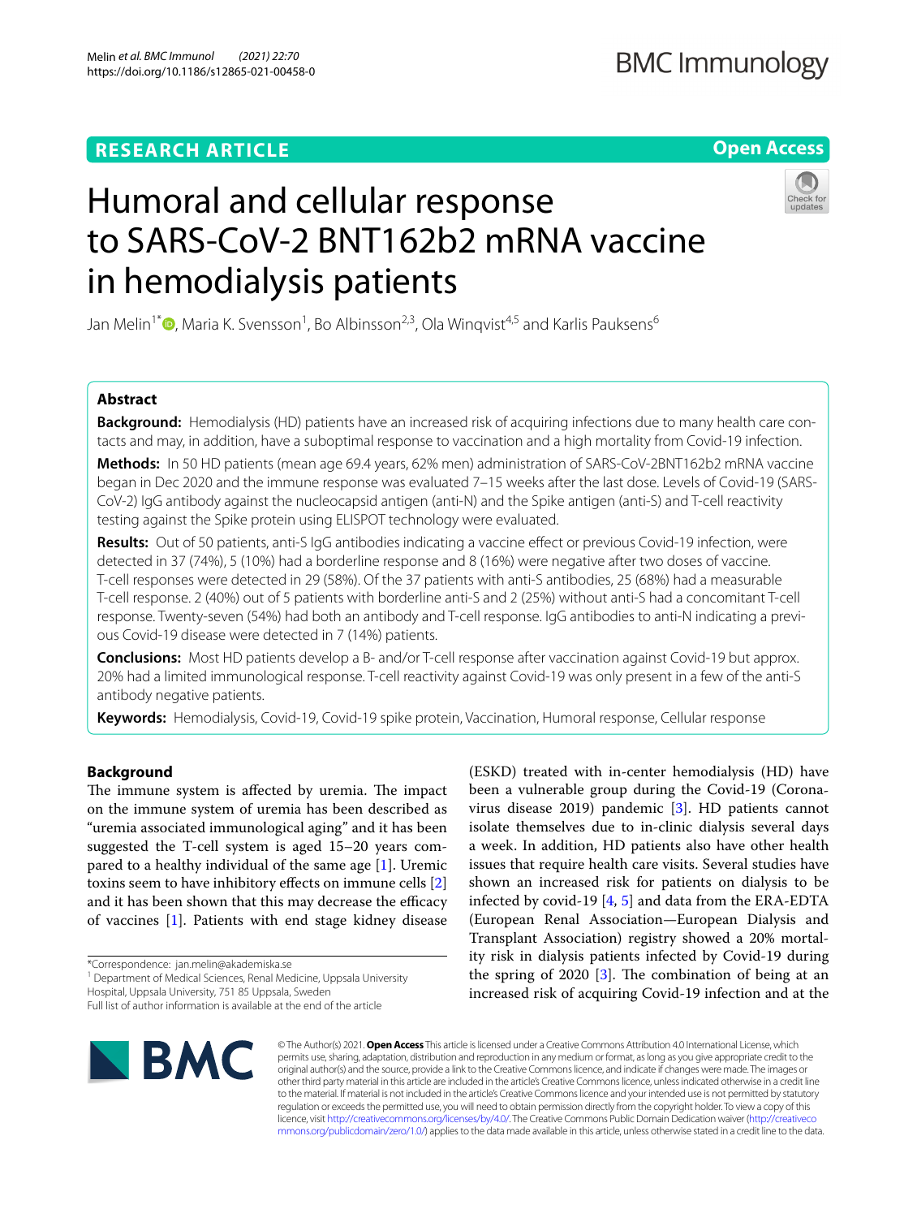# Humoral and cellular response to SARS-CoV-2 BNT162b2 mRNA vaccine in hemodialysis patients

Jan Melin[1*], Maria K. Svensson[1], Bo Albinsson[2,3], Ola Winqvist[4,5] and Karlis Pauksens[6]

## Abstract

**Background:** Hemodialysis (HD) patients have an increased risk of acquiring infections due to many health care contacts and may, in addition, have a suboptimal response to vaccination and a high mortality from Covid-19 infection.

**Methods:** In 50 HD patients (mean age 69.4 years, 62% men) administration of SARS-CoV-2BNT162b2 mRNA vaccine began in Dec 2020 and the immune response was evaluated 7–15 weeks after the last dose. Levels of Covid-19 (SARS-CoV-2) IgG antibody against the nucleocapsid antigen (anti-N) and the Spike antigen (anti-S) and T-cell reactivity testing against the Spike protein using ELISPOT technology were evaluated.

**Results:** Out of 50 patients, anti-S IgG antibodies indicating a vaccine effect or previous Covid-19 infection, were detected in 37 (74%), 5 (10%) had a borderline response and 8 (16%) were negative after two doses of vaccine. T-cell responses were detected in 29 (58%). Of the 37 patients with anti-S antibodies, 25 (68%) had a measurable T-cell response. 2 (40%) out of 5 patients with borderline anti-S and 2 (25%) without anti-S had a concomitant T-cell response. Twenty-seven (54%) had both an antibody and T-cell response. IgG antibodies to anti-N indicating a previous Covid-19 disease were detected in 7 (14%) patients.

**Conclusions:** Most HD patients develop a B- and/or T-cell response after vaccination against Covid-19 but approx. 20% had a limited immunological response. T-cell reactivity against Covid-19 was only present in a few of the anti-S antibody negative patients.

**Keywords:** Hemodialysis, Covid-19, Covid-19 spike protein, Vaccination, Humoral response, Cellular response

## Background

The immune system is affected by uremia. The impact on the immune system of uremia has been described as "uremia associated immunological aging" and it has been suggested the T-cell system is aged 15–20 years compared to a healthy individual of the same age [1]. Uremic toxins seem to have inhibitory effects on immune cells [2] and it has been shown that this may decrease the efficacy of vaccines [1]. Patients with end stage kidney disease (ESKD) treated with in-center hemodialysis (HD) have been a vulnerable group during the Covid-19 (Coronavirus disease 2019) pandemic [3]. HD patients cannot isolate themselves due to in-clinic dialysis several days a week. In addition, HD patients also have other health issues that require health care visits. Several studies have shown an increased risk for patients on dialysis to be infected by covid-19 [4, 5] and data from the ERA-EDTA (European Renal Association—European Dialysis and Transplant Association) registry showed a 20% mortality risk in dialysis patients infected by Covid-19 during the spring of 2020 [3]. The combination of being at an increased risk of acquiring Covid-19 infection and at the

*Correspondence: jan.melin@akademiska.se
[1] Department of Medical Sciences, Renal Medicine, Uppsala University Hospital, Uppsala University, 751 85 Uppsala, Sweden
Full list of author information is available at the end of the article

© The Author(s) 2021. **Open Access** This article is licensed under a Creative Commons Attribution 4.0 International License, which permits use, sharing, adaptation, distribution and reproduction in any medium or format, as long as you give appropriate credit to the original author(s) and the source, provide a link to the Creative Commons licence, and indicate if changes were made. The images or other third party material in this article are included in the article's Creative Commons licence, unless indicated otherwise in a credit line to the material. If material is not included in the article's Creative Commons licence and your intended use is not permitted by statutory regulation or exceeds the permitted use, you will need to obtain permission directly from the copyright holder. To view a copy of this licence, visit http://creativecommons.org/licenses/by/4.0/. The Creative Commons Public Domain Dedication waiver (http://creativecommons.org/publicdomain/zero/1.0/) applies to the data made available in this article, unless otherwise stated in a credit line to the data.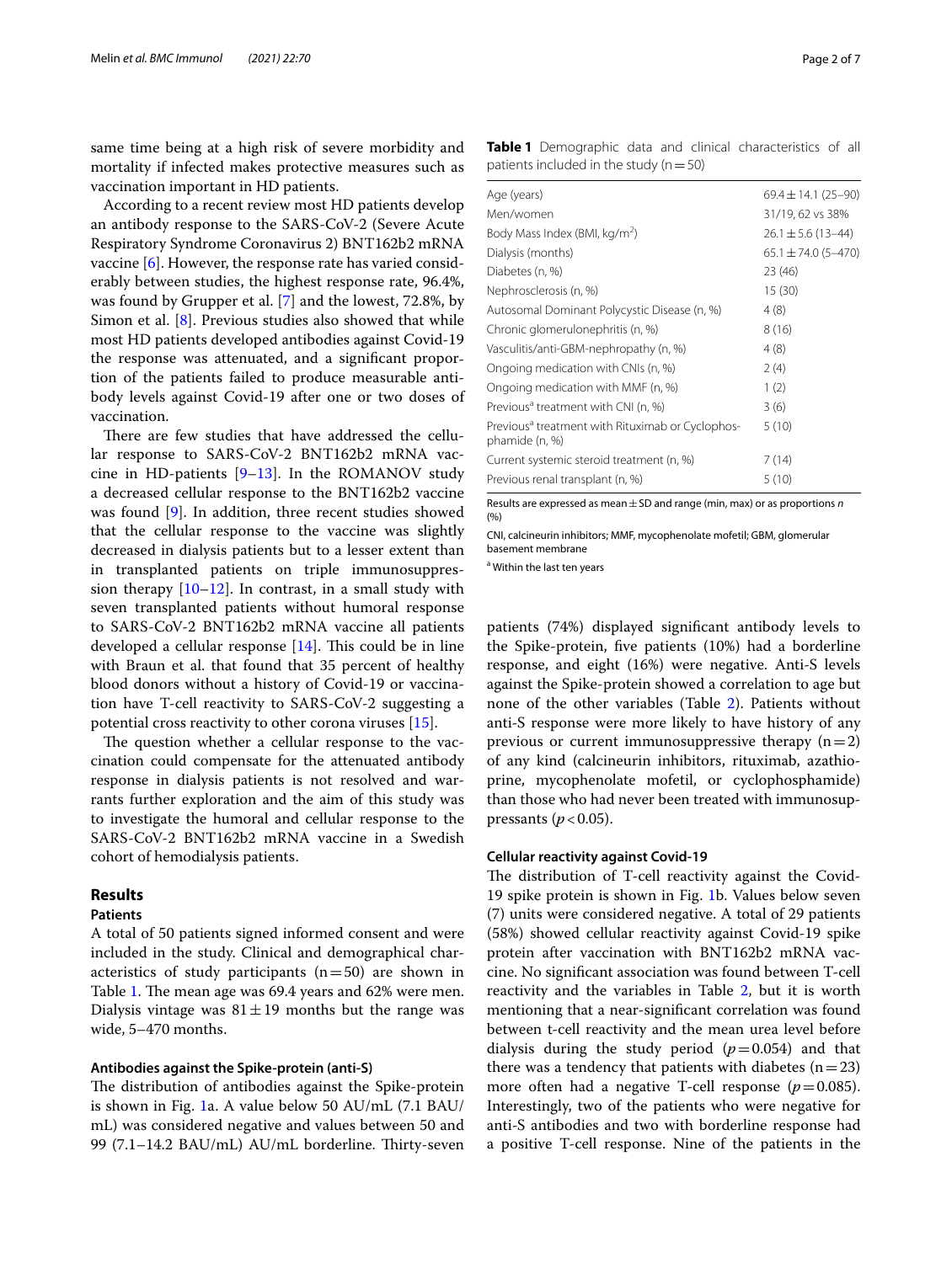same time being at a high risk of severe morbidity and mortality if infected makes protective measures such as vaccination important in HD patients.

According to a recent review most HD patients develop an antibody response to the SARS-CoV-2 (Severe Acute Respiratory Syndrome Coronavirus 2) BNT162b2 mRNA vaccine [6]. However, the response rate has varied considerably between studies, the highest response rate, 96.4%, was found by Grupper et al. [7] and the lowest, 72.8%, by Simon et al. [8]. Previous studies also showed that while most HD patients developed antibodies against Covid-19 the response was attenuated, and a significant proportion of the patients failed to produce measurable antibody levels against Covid-19 after one or two doses of vaccination.

There are few studies that have addressed the cellular response to SARS-CoV-2 BNT162b2 mRNA vaccine in HD-patients [9–13]. In the ROMANOV study a decreased cellular response to the BNT162b2 vaccine was found [9]. In addition, three recent studies showed that the cellular response to the vaccine was slightly decreased in dialysis patients but to a lesser extent than in transplanted patients on triple immunosuppression therapy [10–12]. In contrast, in a small study with seven transplanted patients without humoral response to SARS-CoV-2 BNT162b2 mRNA vaccine all patients developed a cellular response [14]. This could be in line with Braun et al. that found that 35 percent of healthy blood donors without a history of Covid-19 or vaccination have T-cell reactivity to SARS-CoV-2 suggesting a potential cross reactivity to other corona viruses [15].

The question whether a cellular response to the vaccination could compensate for the attenuated antibody response in dialysis patients is not resolved and warrants further exploration and the aim of this study was to investigate the humoral and cellular response to the SARS-CoV-2 BNT162b2 mRNA vaccine in a Swedish cohort of hemodialysis patients.

## Results

### Patients

A total of 50 patients signed informed consent and were included in the study. Clinical and demographical characteristics of study participants (n = 50) are shown in Table 1. The mean age was 69.4 years and 62% were men. Dialysis vintage was 81 ± 19 months but the range was wide, 5–470 months.

**Table 1** Demographic data and clinical characteristics of all patients included in the study (n = 50)

| | |
|---|---|
| Age (years) | 69.4 ± 14.1 (25–90) |
| Men/women | 31/19, 62 vs 38% |
| Body Mass Index (BMI, kg/m$^2$) | 26.1 ± 5.6 (13–44) |
| Dialysis (months) | 65.1 ± 74.0 (5–470) |
| Diabetes (n, %) | 23 (46) |
| Nephrosclerosis (n, %) | 15 (30) |
| Autosomal Dominant Polycystic Disease (n, %) | 4 (8) |
| Chronic glomerulonephritis (n, %) | 8 (16) |
| Vasculitis/anti-GBM-nephropathy (n, %) | 4 (8) |
| Ongoing medication with CNIs (n, %) | 2 (4) |
| Ongoing medication with MMF (n, %) | 1 (2) |
| Previous[a] treatment with CNI (n, %) | 3 (6) |
| Previous[a] treatment with Rituximab or Cyclophosphamide (n, %) | 5 (10) |
| Current systemic steroid treatment (n, %) | 7 (14) |
| Previous renal transplant (n, %) | 5 (10) |

Results are expressed as mean ± SD and range (min, max) or as proportions *n* (%)

CNI, calcineurin inhibitors; MMF, mycophenolate mofetil; GBM, glomerular basement membrane

[a] Within the last ten years

### Antibodies against the Spike-protein (anti-S)

The distribution of antibodies against the Spike-protein is shown in Fig. 1a. A value below 50 AU/mL (7.1 BAU/mL) was considered negative and values between 50 and 99 (7.1–14.2 BAU/mL) AU/mL borderline. Thirty-seven patients (74%) displayed significant antibody levels to the Spike-protein, five patients (10%) had a borderline response, and eight (16%) were negative. Anti-S levels against the Spike-protein showed a correlation to age but none of the other variables (Table 2). Patients without anti-S response were more likely to have history of any previous or current immunosuppressive therapy (n = 2) of any kind (calcineurin inhibitors, rituximab, azathioprine, mycophenolate mofetil, or cyclophosphamide) than those who had never been treated with immunosuppressants ($p < 0.05$).

### Cellular reactivity against Covid-19

The distribution of T-cell reactivity against the Covid-19 spike protein is shown in Fig. 1b. Values below seven (7) units were considered negative. A total of 29 patients (58%) showed cellular reactivity against Covid-19 spike protein after vaccination with BNT162b2 mRNA vaccine. No significant association was found between T-cell reactivity and the variables in Table 2, but it is worth mentioning that a near-significant correlation was found between t-cell reactivity and the mean urea level before dialysis during the study period ($p = 0.054$) and that there was a tendency that patients with diabetes (n = 23) more often had a negative T-cell response ($p = 0.085$). Interestingly, two of the patients who were negative for anti-S antibodies and two with borderline response had a positive T-cell response. Nine of the patients in the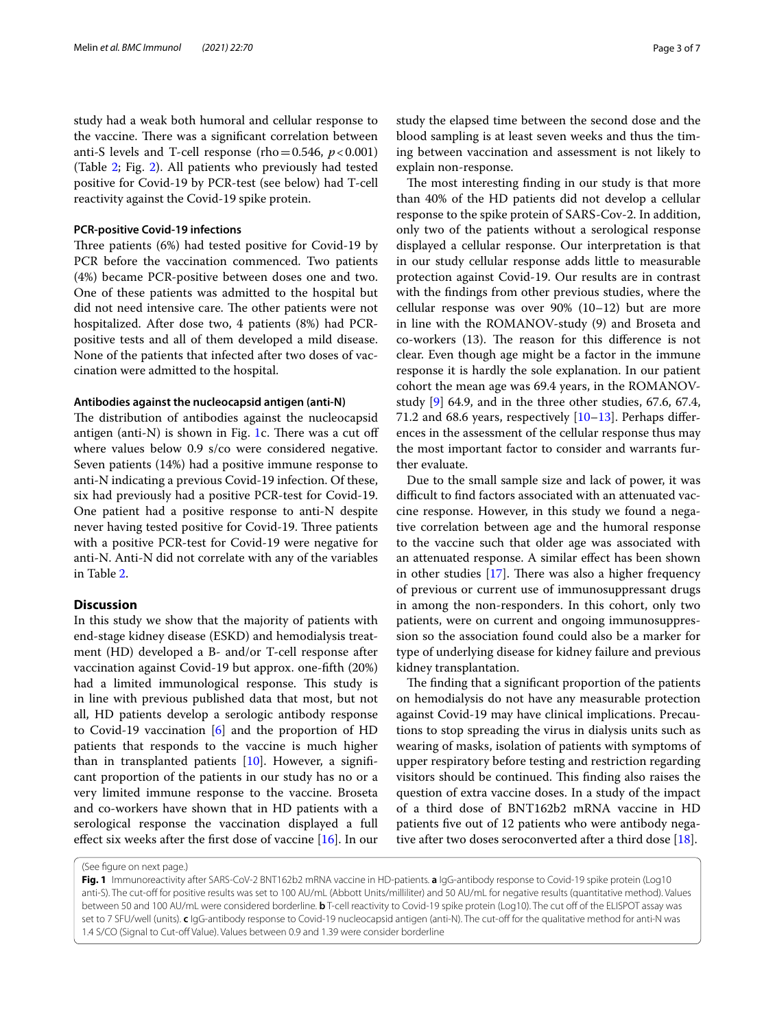study had a weak both humoral and cellular response to the vaccine. There was a significant correlation between anti-S levels and T-cell response (rho = 0.546, $p < 0.001$) (Table 2; Fig. 2). All patients who previously had tested positive for Covid-19 by PCR-test (see below) had T-cell reactivity against the Covid-19 spike protein.

#### PCR-positive Covid-19 infections

Three patients (6%) had tested positive for Covid-19 by PCR before the vaccination commenced. Two patients (4%) became PCR-positive between doses one and two. One of these patients was admitted to the hospital but did not need intensive care. The other patients were not hospitalized. After dose two, 4 patients (8%) had PCR-positive tests and all of them developed a mild disease. None of the patients that infected after two doses of vaccination were admitted to the hospital.

#### Antibodies against the nucleocapsid antigen (anti-N)

The distribution of antibodies against the nucleocapsid antigen (anti-N) is shown in Fig. 1c. There was a cut off where values below 0.9 s/co were considered negative. Seven patients (14%) had a positive immune response to anti-N indicating a previous Covid-19 infection. Of these, six had previously had a positive PCR-test for Covid-19. One patient had a positive response to anti-N despite never having tested positive for Covid-19. Three patients with a positive PCR-test for Covid-19 were negative for anti-N. Anti-N did not correlate with any of the variables in Table 2.

## Discussion

In this study we show that the majority of patients with end-stage kidney disease (ESKD) and hemodialysis treatment (HD) developed a B- and/or T-cell response after vaccination against Covid-19 but approx. one-fifth (20%) had a limited immunological response. This study is in line with previous published data that most, but not all, HD patients develop a serologic antibody response to Covid-19 vaccination [6] and the proportion of HD patients that responds to the vaccine is much higher than in transplanted patients [10]. However, a significant proportion of the patients in our study has no or a very limited immune response to the vaccine. Broseta and co-workers have shown that in HD patients with a serological response the vaccination displayed a full effect six weeks after the first dose of vaccine [16]. In our study the elapsed time between the second dose and the blood sampling is at least seven weeks and thus the timing between vaccination and assessment is not likely to explain non-response.

The most interesting finding in our study is that more than 40% of the HD patients did not develop a cellular response to the spike protein of SARS-Cov-2. In addition, only two of the patients without a serological response displayed a cellular response. Our interpretation is that in our study cellular response adds little to measurable protection against Covid-19. Our results are in contrast with the findings from other previous studies, where the cellular response was over 90% (10–12) but are more in line with the ROMANOV-study (9) and Broseta and co-workers (13). The reason for this difference is not clear. Even though age might be a factor in the immune response it is hardly the sole explanation. In our patient cohort the mean age was 69.4 years, in the ROMANOV-study [9] 64.9, and in the three other studies, 67.6, 67.4, 71.2 and 68.6 years, respectively [10–13]. Perhaps differences in the assessment of the cellular response thus may the most important factor to consider and warrants further evaluate.

Due to the small sample size and lack of power, it was difficult to find factors associated with an attenuated vaccine response. However, in this study we found a negative correlation between age and the humoral response to the vaccine such that older age was associated with an attenuated response. A similar effect has been shown in other studies [17]. There was also a higher frequency of previous or current use of immunosuppressant drugs in among the non-responders. In this cohort, only two patients, were on current and ongoing immunosuppression so the association found could also be a marker for type of underlying disease for kidney failure and previous kidney transplantation.

The finding that a significant proportion of the patients on hemodialysis do not have any measurable protection against Covid-19 may have clinical implications. Precautions to stop spreading the virus in dialysis units such as wearing of masks, isolation of patients with symptoms of upper respiratory before testing and restriction regarding visitors should be continued. This finding also raises the question of extra vaccine doses. In a study of the impact of a third dose of BNT162b2 mRNA vaccine in HD patients five out of 12 patients who were antibody negative after two doses seroconverted after a third dose [18].

(See figure on next page.)

**Fig. 1** Immunoreactivity after SARS-CoV-2 BNT162b2 mRNA vaccine in HD-patients. **a** IgG-antibody response to Covid-19 spike protein (Log10 anti-S). The cut-off for positive results was set to 100 AU/mL (Abbott Units/milliliter) and 50 AU/mL for negative results (quantitative method). Values between 50 and 100 AU/mL were considered borderline. **b** T-cell reactivity to Covid-19 spike protein (Log10). The cut off of the ELISPOT assay was set to 7 SFU/well (units). **c** IgG-antibody response to Covid-19 nucleocapsid antigen (anti-N). The cut-off for the qualitative method for anti-N was 1.4 S/CO (Signal to Cut-off Value). Values between 0.9 and 1.39 were consider borderline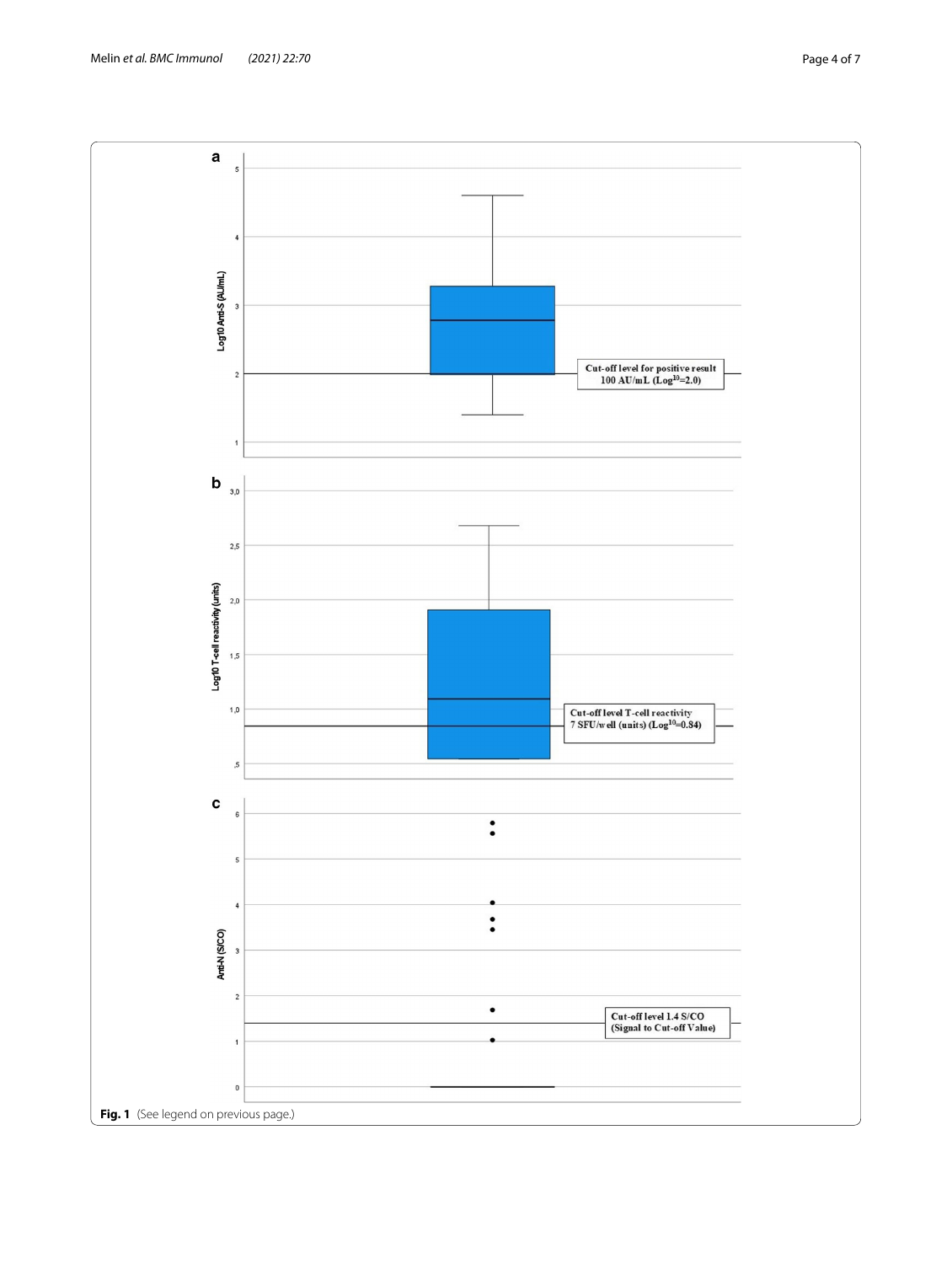Fig. 1 (See legend on previous page.)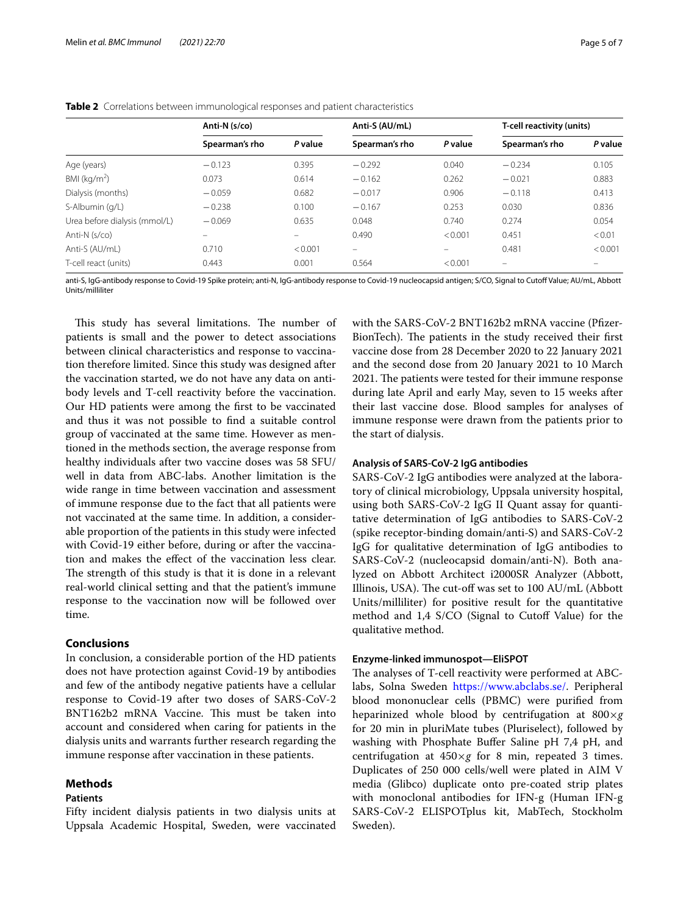**Table 2** Correlations between immunological responses and patient characteristics

| | Anti-N (s/co) | | Anti-S (AU/mL) | | T-cell reactivity (units) | |
|---|---|---|---|---|---|---|
| | Spearman's rho | *P* value | Spearman's rho | *P* value | Spearman's rho | *P* value |
| Age (years) | −0.123 | 0.395 | −0.292 | 0.040 | −0.234 | 0.105 |
| BMI (kg/m$^2$) | 0.073 | 0.614 | −0.162 | 0.262 | −0.021 | 0.883 |
| Dialysis (months) | −0.059 | 0.682 | −0.017 | 0.906 | −0.118 | 0.413 |
| S-Albumin (g/L) | −0.238 | 0.100 | −0.167 | 0.253 | 0.030 | 0.836 |
| Urea before dialysis (mmol/L) | −0.069 | 0.635 | 0.048 | 0.740 | 0.274 | 0.054 |
| Anti-N (s/co) | – | – | 0.490 | <0.001 | 0.451 | <0.01 |
| Anti-S (AU/mL) | 0.710 | <0.001 | – | – | 0.481 | <0.001 |
| T-cell react (units) | 0.443 | 0.001 | 0.564 | <0.001 | – | – |

anti-S, IgG-antibody response to Covid-19 Spike protein; anti-N, IgG-antibody response to Covid-19 nucleocapsid antigen; S/CO, Signal to Cutoff Value; AU/mL, Abbott Units/milliliter

This study has several limitations. The number of patients is small and the power to detect associations between clinical characteristics and response to vaccination therefore limited. Since this study was designed after the vaccination started, we do not have any data on antibody levels and T-cell reactivity before the vaccination. Our HD patients were among the first to be vaccinated and thus it was not possible to find a suitable control group of vaccinated at the same time. However as mentioned in the methods section, the average response from healthy individuals after two vaccine doses was 58 SFU/well in data from ABC-labs. Another limitation is the wide range in time between vaccination and assessment of immune response due to the fact that all patients were not vaccinated at the same time. In addition, a considerable proportion of the patients in this study were infected with Covid-19 either before, during or after the vaccination and makes the effect of the vaccination less clear. The strength of this study is that it is done in a relevant real-world clinical setting and that the patient's immune response to the vaccination now will be followed over time.

## Conclusions

In conclusion, a considerable portion of the HD patients does not have protection against Covid-19 by antibodies and few of the antibody negative patients have a cellular response to Covid-19 after two doses of SARS-CoV-2 BNT162b2 mRNA Vaccine. This must be taken into account and considered when caring for patients in the dialysis units and warrants further research regarding the immune response after vaccination in these patients.

## Methods

### Patients

Fifty incident dialysis patients in two dialysis units at Uppsala Academic Hospital, Sweden, were vaccinated with the SARS-CoV-2 BNT162b2 mRNA vaccine (Pfizer-BionTech). The patients in the study received their first vaccine dose from 28 December 2020 to 22 January 2021 and the second dose from 20 January 2021 to 10 March 2021. The patients were tested for their immune response during late April and early May, seven to 15 weeks after their last vaccine dose. Blood samples for analyses of immune response were drawn from the patients prior to the start of dialysis.

### Analysis of SARS-CoV-2 IgG antibodies

SARS-CoV-2 IgG antibodies were analyzed at the laboratory of clinical microbiology, Uppsala university hospital, using both SARS-CoV-2 IgG II Quant assay for quantitative determination of IgG antibodies to SARS-CoV-2 (spike receptor-binding domain/anti-S) and SARS-CoV-2 IgG for qualitative determination of IgG antibodies to SARS-CoV-2 (nucleocapsid domain/anti-N). Both analyzed on Abbott Architect i2000SR Analyzer (Abbott, Illinois, USA). The cut-off was set to 100 AU/mL (Abbott Units/milliliter) for positive result for the quantitative method and 1,4 S/CO (Signal to Cutoff Value) for the qualitative method.

### Enzyme-linked immunospot—EliSPOT

The analyses of T-cell reactivity were performed at ABC-labs, Solna Sweden https://www.abclabs.se/. Peripheral blood mononuclear cells (PBMC) were purified from heparinized whole blood by centrifugation at $800\times g$ for 20 min in pluriMate tubes (Pluriselect), followed by washing with Phosphate Buffer Saline pH 7,4 pH, and centrifugation at $450\times g$ for 8 min, repeated 3 times. Duplicates of 250 000 cells/well were plated in AIM V media (Glibco) duplicate onto pre-coated strip plates with monoclonal antibodies for IFN-g (Human IFN-g SARS-CoV-2 ELISPOTplus kit, MabTech, Stockholm Sweden).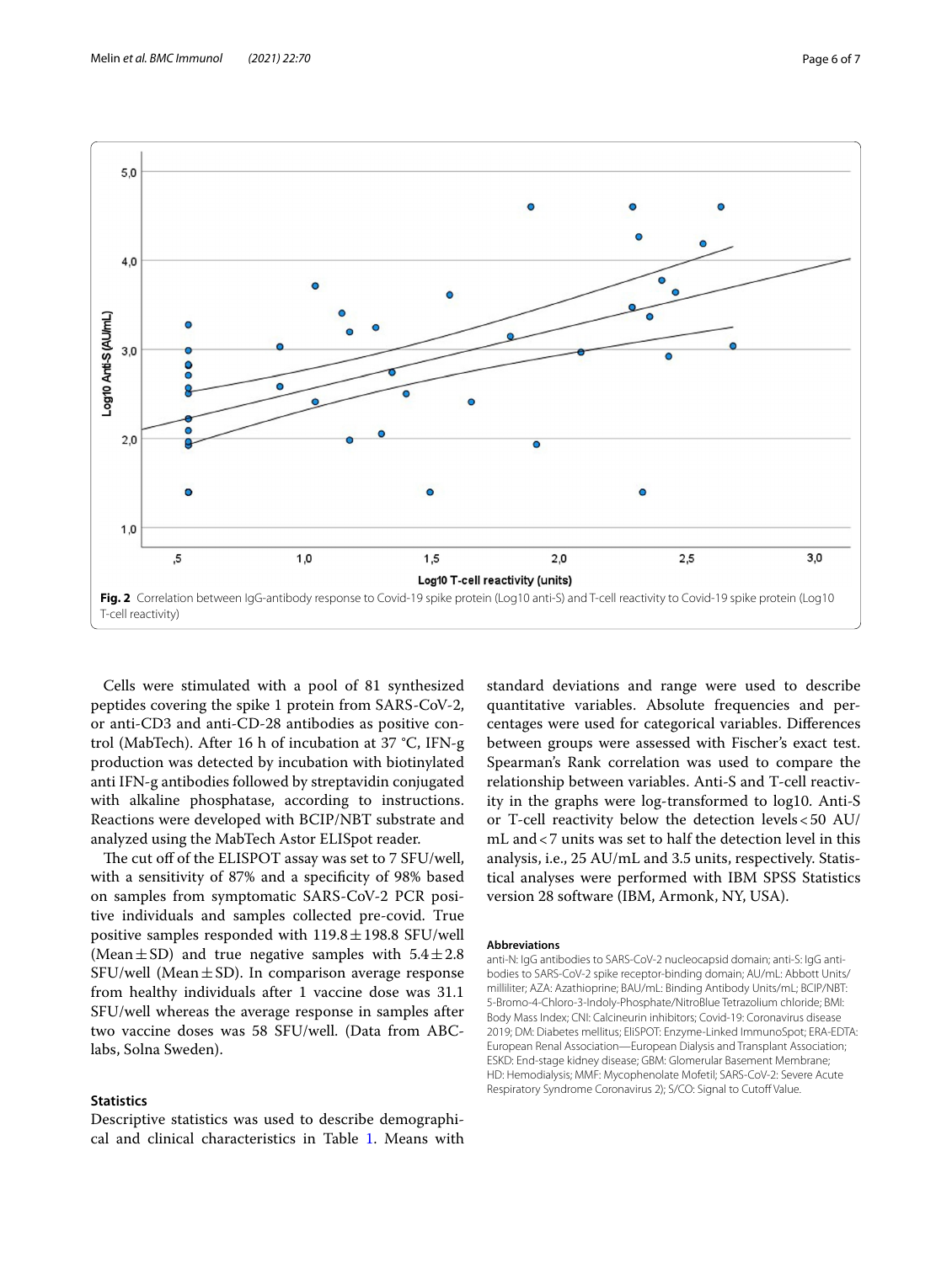Fig. 2 Correlation between IgG-antibody response to Covid-19 spike protein (Log10 anti-S) and T-cell reactivity to Covid-19 spike protein (Log10 T-cell reactivity)

Cells were stimulated with a pool of 81 synthesized peptides covering the spike 1 protein from SARS-CoV-2, or anti-CD3 and anti-CD-28 antibodies as positive control (MabTech). After 16 h of incubation at 37 °C, IFN-g production was detected by incubation with biotinylated anti IFN-g antibodies followed by streptavidin conjugated with alkaline phosphatase, according to instructions. Reactions were developed with BCIP/NBT substrate and analyzed using the MabTech Astor ELISpot reader.

The cut off of the ELISPOT assay was set to 7 SFU/well, with a sensitivity of 87% and a specificity of 98% based on samples from symptomatic SARS-CoV-2 PCR positive individuals and samples collected pre-covid. True positive samples responded with $119.8 \pm 198.8$ SFU/well (Mean ± SD) and true negative samples with $5.4 \pm 2.8$ SFU/well (Mean ± SD). In comparison average response from healthy individuals after 1 vaccine dose was 31.1 SFU/well whereas the average response in samples after two vaccine doses was 58 SFU/well. (Data from ABC-labs, Solna Sweden).

## Statistics

Descriptive statistics was used to describe demographical and clinical characteristics in Table 1. Means with standard deviations and range were used to describe quantitative variables. Absolute frequencies and percentages were used for categorical variables. Differences between groups were assessed with Fischer's exact test. Spearman's Rank correlation was used to compare the relationship between variables. Anti-S and T-cell reactivity in the graphs were log-transformed to log10. Anti-S or T-cell reactivity below the detection levels < 50 AU/mL and < 7 units was set to half the detection level in this analysis, i.e., 25 AU/mL and 3.5 units, respectively. Statistical analyses were performed with IBM SPSS Statistics version 28 software (IBM, Armonk, NY, USA).

#### Abbreviations

anti-N: IgG antibodies to SARS-CoV-2 nucleocapsid domain; anti-S: IgG antibodies to SARS-CoV-2 spike receptor-binding domain; AU/mL: Abbott Units/milliliter; AZA: Azathioprine; BAU/mL: Binding Antibody Units/mL; BCIP/NBT: 5-Bromo-4-Chloro-3-Indoly-Phosphate/NitroBlue Tetrazolium chloride; BMI: Body Mass Index; CNI: Calcineurin inhibitors; Covid-19: Coronavirus disease 2019; DM: Diabetes mellitus; EliSPOT: Enzyme-Linked ImmunoSpot; ERA-EDTA: European Renal Association—European Dialysis and Transplant Association; ESKD: End-stage kidney disease; GBM: Glomerular Basement Membrane; HD: Hemodialysis; MMF: Mycophenolate Mofetil; SARS-CoV-2: Severe Acute Respiratory Syndrome Coronavirus 2); S/CO: Signal to Cutoff Value.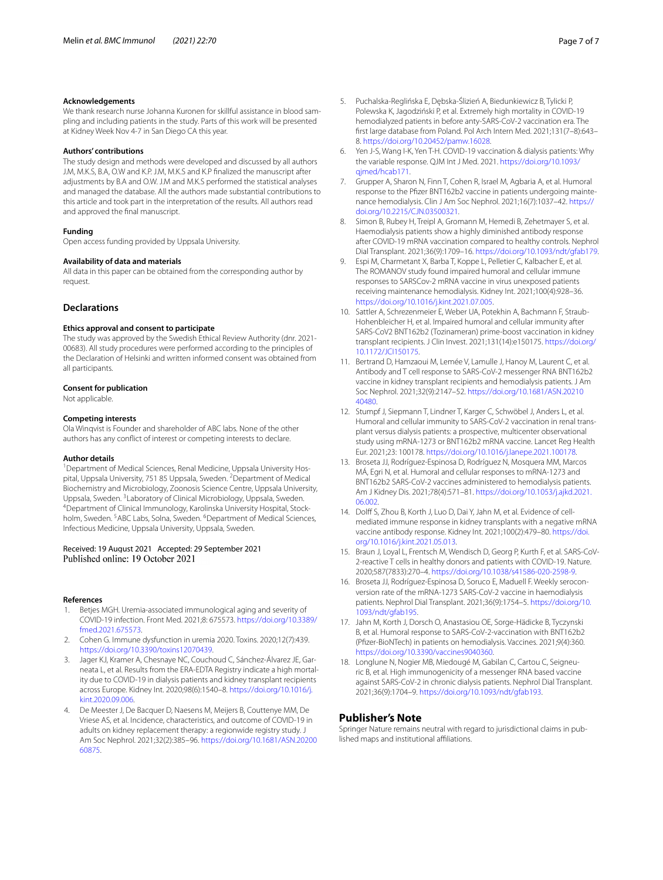#### Acknowledgements

We thank research nurse Johanna Kuronen for skillful assistance in blood sampling and including patients in the study. Parts of this work will be presented at Kidney Week Nov 4-7 in San Diego CA this year.

#### Authors' contributions

The study design and methods were developed and discussed by all authors J.M, M.K.S, B.A, O.W and K.P. J.M, M.K.S and K.P finalized the manuscript after adjustments by B.A and O.W. J.M and M.K.S performed the statistical analyses and managed the database. All the authors made substantial contributions to this article and took part in the interpretation of the results. All authors read and approved the final manuscript.

#### Funding

Open access funding provided by Uppsala University.

#### Availability of data and materials

All data in this paper can be obtained from the corresponding author by request.

## Declarations

#### Ethics approval and consent to participate

The study was approved by the Swedish Ethical Review Authority (dnr. 2021-00683). All study procedures were performed according to the principles of the Declaration of Helsinki and written informed consent was obtained from all participants.

#### Consent for publication

Not applicable.

#### Competing interests

Ola Winqvist is Founder and shareholder of ABC labs. None of the other authors has any conflict of interest or competing interests to declare.

#### Author details

[1]Department of Medical Sciences, Renal Medicine, Uppsala University Hospital, Uppsala University, 751 85 Uppsala, Sweden. [2]Department of Medical Biochemistry and Microbiology, Zoonosis Science Centre, Uppsala University, Uppsala, Sweden. [3]Laboratory of Clinical Microbiology, Uppsala, Sweden. [4]Department of Clinical Immunology, Karolinska University Hospital, Stockholm, Sweden. [5]ABC Labs, Solna, Sweden. [6]Department of Medical Sciences, Infectious Medicine, Uppsala University, Uppsala, Sweden.

Received: 19 August 2021 Accepted: 29 September 2021
Published online: 19 October 2021

#### References

1. Betjes MGH. Uremia-associated immunological aging and severity of COVID-19 infection. Front Med. 2021;8: 675573. https://doi.org/10.3389/fmed.2021.675573.
2. Cohen G. Immune dysfunction in uremia 2020. Toxins. 2020;12(7):439. https://doi.org/10.3390/toxins12070439.
3. Jager KJ, Kramer A, Chesnaye NC, Couchoud C, Sánchez-Álvarez JE, Garneata L, et al. Results from the ERA-EDTA Registry indicate a high mortality due to COVID-19 in dialysis patients and kidney transplant recipients across Europe. Kidney Int. 2020;98(6):1540–8. https://doi.org/10.1016/j.kint.2020.09.006.
4. De Meester J, De Bacquer D, Naesens M, Meijers B, Couttenye MM, De Vriese AS, et al. Incidence, characteristics, and outcome of COVID-19 in adults on kidney replacement therapy: a regionwide registry study. J Am Soc Nephrol. 2021;32(2):385–96. https://doi.org/10.1681/ASN.2020060875.
5. Puchalska-Reglińska E, Dębska-Ślizień A, Biedunkiewicz B, Tylicki P, Polewska K, Jagodziński P, et al. Extremely high mortality in COVID-19 hemodialyzed patients in before anty-SARS-CoV-2 vaccination era. The first large database from Poland. Pol Arch Intern Med. 2021;131(7–8):643–8. https://doi.org/10.20452/pamw.16028.
6. Yen J-S, Wang I-K, Yen T-H. COVID-19 vaccination & dialysis patients: Why the variable response. QJM Int J Med. 2021. https://doi.org/10.1093/qjmed/hcab171.
7. Grupper A, Sharon N, Finn T, Cohen R, Israel M, Agbaria A, et al. Humoral response to the Pfizer BNT162b2 vaccine in patients undergoing maintenance hemodialysis. Clin J Am Soc Nephrol. 2021;16(7):1037–42. https://doi.org/10.2215/CJN.03500321.
8. Simon B, Rubey H, Treipl A, Gromann M, Hemedi B, Zehetmayer S, et al. Haemodialysis patients show a highly diminished antibody response after COVID-19 mRNA vaccination compared to healthy controls. Nephrol Dial Transplant. 2021;36(9):1709–16. https://doi.org/10.1093/ndt/gfab179.
9. Espi M, Charmetant X, Barba T, Koppe L, Pelletier C, Kalbacher E, et al. The ROMANOV study found impaired humoral and cellular immune responses to SARSCov-2 mRNA vaccine in virus unexposed patients receiving maintenance hemodialysis. Kidney Int. 2021;100(4):928–36. https://doi.org/10.1016/j.kint.2021.07.005.
10. Sattler A, Schrezenmeier E, Weber UA, Potekhin A, Bachmann F, Straub-Hohenbleicher H, et al. Impaired humoral and cellular immunity after SARS-CoV2 BNT162b2 (Tozinameran) prime-boost vaccination in kidney transplant recipients. J Clin Invest. 2021;131(14):e150175. https://doi.org/10.1172/JCI150175.
11. Bertrand D, Hamzaoui M, Lemée V, Lamulle J, Hanoy M, Laurent C, et al. Antibody and T cell response to SARS-CoV-2 messenger RNA BNT162b2 vaccine in kidney transplant recipients and hemodialysis patients. J Am Soc Nephrol. 2021;32(9):2147–52. https://doi.org/10.1681/ASN.2021040480.
12. Stumpf J, Siepmann T, Lindner T, Karger C, Schwöbel J, Anders L, et al. Humoral and cellular immunity to SARS-CoV-2 vaccination in renal transplant versus dialysis patients: a prospective, multicenter observational study using mRNA-1273 or BNT162b2 mRNA vaccine. Lancet Reg Health Eur. 2021;23: 100178. https://doi.org/10.1016/j.lanepe.2021.100178.
13. Broseta JJ, Rodríguez-Espinosa D, Rodríguez N, Mosquera MM, Marcos MÁ, Egri N, et al. Humoral and cellular responses to mRNA-1273 and BNT162b2 SARS-CoV-2 vaccines administered to hemodialysis patients. Am J Kidney Dis. 2021;78(4):571–81. https://doi.org/10.1053/j.ajkd.2021.06.002.
14. Dolff S, Zhou B, Korth J, Luo D, Dai Y, Jahn M, et al. Evidence of cell-mediated immune response in kidney transplants with a negative mRNA vaccine antibody response. Kidney Int. 2021;100(2):479–80. https://doi.org/10.1016/j.kint.2021.05.013.
15. Braun J, Loyal L, Frentsch M, Wendisch D, Georg P, Kurth F, et al. SARS-CoV-2-reactive T cells in healthy donors and patients with COVID-19. Nature. 2020;587(7833):270–4. https://doi.org/10.1038/s41586-020-2598-9.
16. Broseta JJ, Rodríguez-Espinosa D, Soruco E, Maduell F. Weekly seroconversion rate of the mRNA-1273 SARS-CoV-2 vaccine in haemodialysis patients. Nephrol Dial Transplant. 2021;36(9):1754–5. https://doi.org/10.1093/ndt/gfab195.
17. Jahn M, Korth J, Dorsch O, Anastasiou OE, Sorge-Hädicke B, Tyczynski B, et al. Humoral response to SARS-CoV-2-vaccination with BNT162b2 (Pfizer-BioNTech) in patients on hemodialysis. Vaccines. 2021;9(4):360. https://doi.org/10.3390/vaccines9040360.
18. Longlune N, Nogier MB, Miedougé M, Gabilan C, Cartou C, Seigneuric B, et al. High immunogenicity of a messenger RNA based vaccine against SARS-CoV-2 in chronic dialysis patients. Nephrol Dial Transplant. 2021;36(9):1704–9. https://doi.org/10.1093/ndt/gfab193.

## Publisher's Note

Springer Nature remains neutral with regard to jurisdictional claims in published maps and institutional affiliations.